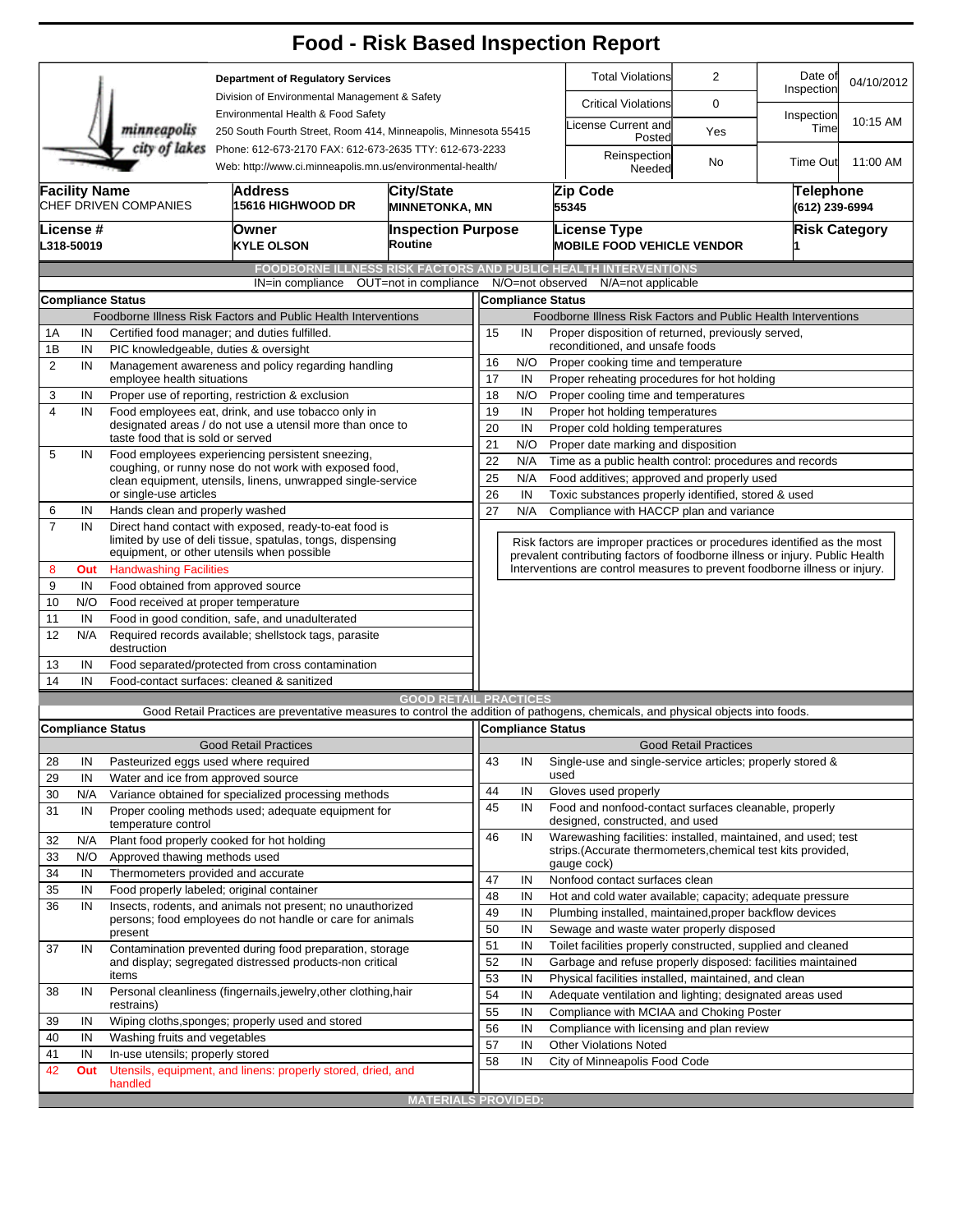# Food - Risk Based Inspection Report

minneapolis city of lakes

**Department of Regulatory Services**
Division of Environmental Management & Safety
Environmental Health & Food Safety
250 South Fourth Street, Room 414, Minneapolis, Minnesota 55415
Phone: 612-673-2170 FAX: 612-673-2635 TTY: 612-673-2233
Web: http://www.ci.minneapolis.mn.us/environmental-health/

| | | | |
|---|---|---|---|
| Total Violations | 2 | Date of Inspection | 04/10/2012 |
| Critical Violations | 0 | Inspection Time | 10:15 AM |
| License Current and Posted | Yes | | |
| Reinspection Needed | No | Time Out | 11:00 AM |

| Facility Name | Address | City/State | Zip Code | Telephone |
|---|---|---|---|---|
| CHEF DRIVEN COMPANIES | 15616 HIGHWOOD DR | MINNETONKA, MN | 55345 | (612) 239-6994 |

| License # | Owner | Inspection Purpose | License Type | Risk Category |
|---|---|---|---|---|
| L318-50019 | KYLE OLSON | Routine | MOBILE FOOD VEHICLE VENDOR | 1 |

## FOODBORNE ILLNESS RISK FACTORS AND PUBLIC HEALTH INTERVENTIONS

IN=in compliance OUT=not in compliance N/O=not observed N/A=not applicable

**Compliance Status** — Foodborne Illness Risk Factors and Public Health Interventions

| # | Status | Item |
|---|---|---|
| 1A | IN | Certified food manager; and duties fulfilled. |
| 1B | IN | PIC knowledgeable, duties & oversight |
| 2 | IN | Management awareness and policy regarding handling employee health situations |
| 3 | IN | Proper use of reporting, restriction & exclusion |
| 4 | IN | Food employees eat, drink, and use tobacco only in designated areas / do not use a utensil more than once to taste food that is sold or served |
| 5 | IN | Food employees experiencing persistent sneezing, coughing, or runny nose do not work with exposed food, clean equipment, utensils, linens, unwrapped single-service or single-use articles |
| 6 | IN | Hands clean and properly washed |
| 7 | IN | Direct hand contact with exposed, ready-to-eat food is limited by use of deli tissue, spatulas, tongs, dispensing equipment, or other utensils when possible |
| 8 | Out | Handwashing Facilities |
| 9 | IN | Food obtained from approved source |
| 10 | N/O | Food received at proper temperature |
| 11 | IN | Food in good condition, safe, and unadulterated |
| 12 | N/A | Required records available; shellstock tags, parasite destruction |
| 13 | IN | Food separated/protected from cross contamination |
| 14 | IN | Food-contact surfaces: cleaned & sanitized |
| 15 | IN | Proper disposition of returned, previously served, reconditioned, and unsafe foods |
| 16 | N/O | Proper cooking time and temperature |
| 17 | IN | Proper reheating procedures for hot holding |
| 18 | N/O | Proper cooling time and temperatures |
| 19 | IN | Proper hot holding temperatures |
| 20 | IN | Proper cold holding temperatures |
| 21 | N/O | Proper date marking and disposition |
| 22 | N/A | Time as a public health control: procedures and records |
| 25 | N/A | Food additives; approved and properly used |
| 26 | IN | Toxic substances properly identified, stored & used |
| 27 | N/A | Compliance with HACCP plan and variance |

Risk factors are improper practices or procedures identified as the most prevalent contributing factors of foodborne illness or injury. Public Health Interventions are control measures to prevent foodborne illness or injury.

## GOOD RETAIL PRACTICES

Good Retail Practices are preventative measures to control the addition of pathogens, chemicals, and physical objects into foods.

**Compliance Status** — Good Retail Practices

| # | Status | Item |
|---|---|---|
| 28 | IN | Pasteurized eggs used where required |
| 29 | IN | Water and ice from approved source |
| 30 | N/A | Variance obtained for specialized processing methods |
| 31 | IN | Proper cooling methods used; adequate equipment for temperature control |
| 32 | N/A | Plant food properly cooked for hot holding |
| 33 | N/O | Approved thawing methods used |
| 34 | IN | Thermometers provided and accurate |
| 35 | IN | Food properly labeled; original container |
| 36 | IN | Insects, rodents, and animals not present; no unauthorized persons; food employees do not handle or care for animals present |
| 37 | IN | Contamination prevented during food preparation, storage and display; segregated distressed products-non critical items |
| 38 | IN | Personal cleanliness (fingernails,jewelry,other clothing,hair restrains) |
| 39 | IN | Wiping cloths,sponges; properly used and stored |
| 40 | IN | Washing fruits and vegetables |
| 41 | IN | In-use utensils; properly stored |
| 42 | Out | Utensils, equipment, and linens: properly stored, dried, and handled |
| 43 | IN | Single-use and single-service articles; properly stored & used |
| 44 | IN | Gloves used properly |
| 45 | IN | Food and nonfood-contact surfaces cleanable, properly designed, constructed, and used |
| 46 | IN | Warewashing facilities: installed, maintained, and used; test strips.(Accurate thermometers,chemical test kits provided, gauge cock) |
| 47 | IN | Nonfood contact surfaces clean |
| 48 | IN | Hot and cold water available; capacity; adequate pressure |
| 49 | IN | Plumbing installed, maintained,proper backflow devices |
| 50 | IN | Sewage and waste water properly disposed |
| 51 | IN | Toilet facilities properly constructed, supplied and cleaned |
| 52 | IN | Garbage and refuse properly disposed: facilities maintained |
| 53 | IN | Physical facilities installed, maintained, and clean |
| 54 | IN | Adequate ventilation and lighting; designated areas used |
| 55 | IN | Compliance with MCIAA and Choking Poster |
| 56 | IN | Compliance with licensing and plan review |
| 57 | IN | Other Violations Noted |
| 58 | IN | City of Minneapolis Food Code |

## MATERIALS PROVIDED: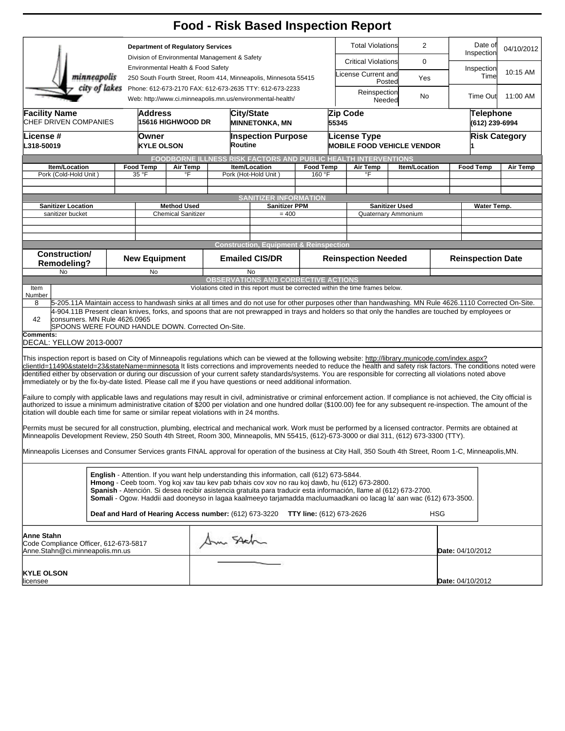# Food - Risk Based Inspection Report

| | | | | | |
|---|---|---|---|---|---|
| **Department of Regulatory Services**<br>Division of Environmental Management & Safety<br>Environmental Health & Food Safety<br>250 South Fourth Street, Room 414, Minneapolis, Minnesota 55415<br>Phone: 612-673-2170 FAX: 612-673-2635 TTY: 612-673-2233<br>Web: http://www.ci.minneapolis.mn.us/environmental-health/ | Total Violations | 2 | | Date of Inspection | 04/10/2012 |
| | Critical Violations | 0 | | Inspection Time | 10:15 AM |
| | License Current and Posted | Yes | | | |
| | Reinspection Needed | No | | Time Out | 11:00 AM |

| Facility Name | Address | City/State | Zip Code | Telephone |
|---|---|---|---|---|
| CHEF DRIVEN COMPANIES | 15616 HIGHWOOD DR | MINNETONKA, MN | 55345 | (612) 239-6994 |

| License # | Owner | Inspection Purpose | License Type | Risk Category |
|---|---|---|---|---|
| L318-50019 | KYLE OLSON | Routine | MOBILE FOOD VEHICLE VENDOR | 1 |

## FOODBORNE ILLNESS RISK FACTORS AND PUBLIC HEALTH INTERVENTIONS

| Item/Location | Food Temp | Air Temp | Item/Location | Food Temp | Air Temp | Item/Location | Food Temp | Air Temp |
|---|---|---|---|---|---|---|---|---|
| Pork (Cold-Hold Unit ) | 35 °F | °F | Pork (Hot-Hold Unit ) | 160 °F | °F | | | |

## SANITIZER INFORMATION

| Sanitizer Location | Method Used | Sanitizer PPM | Sanitizer Used | Water Temp. |
|---|---|---|---|---|
| sanitizer bucket | Chemical Sanitizer | = 400 | Quaternary Ammonium | |

## Construction, Equipment & Reinspection

| Construction/ Remodeling? | New Equipment | Emailed CIS/DR | Reinspection Needed | Reinspection Date |
|---|---|---|---|---|
| No | No | No | | |

## OBSERVATIONS AND CORRECTIVE ACTIONS

| Item Number | Violations cited in this report must be corrected within the time frames below. |
|---|---|
| 8 | 5-205.11A Maintain access to handwash sinks at all times and do not use for other purposes other than handwashing. MN Rule 4626.1110 Corrected On-Site. |
| 42 | 4-904.11B Present clean knives, forks, and spoons that are not prewrapped in trays and holders so that only the handles are touched by employees or consumers. MN Rule 4626.0965<br>SPOONS WERE FOUND HANDLE DOWN. Corrected On-Site. |

**Comments:**
DECAL: YELLOW 2013-0007

This inspection report is based on City of Minneapolis regulations which can be viewed at the following website: http://library.municode.com/index.aspx?clientId=11490&stateId=23&stateName=minnesota It lists corrections and improvements needed to reduce the health and safety risk factors. The conditions noted were identified either by observation or during our discussion of your current safety standards/systems. You are responsible for correcting all violations noted above immediately or by the fix-by-date listed. Please call me if you have questions or need additional information.

Failure to comply with applicable laws and regulations may result in civil, administrative or criminal enforcement action. If compliance is not achieved, the City official is authorized to issue a minimum administrative citation of $200 per violation and one hundred dollar ($100.00) fee for any subsequent re-inspection. The amount of the citation will double each time for same or similar repeat violations with in 24 months.

Permits must be secured for all construction, plumbing, electrical and mechanical work. Work must be performed by a licensed contractor. Permits are obtained at Minneapolis Development Review, 250 South 4th Street, Room 300, Minneapolis, MN 55415, (612)-673-3000 or dial 311, (612) 673-3300 (TTY).

Minneapolis Licenses and Consumer Services grants FINAL approval for operation of the business at City Hall, 350 South 4th Street, Room 1-C, Minneapolis,MN.

**English** - Attention. If you want help understanding this information, call (612) 673-5844.
**Hmong** - Ceeb toom. Yog koj xav tau kev pab txhais cov xov no rau koj dawb, hu (612) 673-2800.
**Spanish** - Atención. Si desea recibir asistencia gratuita para traducir esta información, llame al (612) 673-2700.
**Somali** - Ogow. Haddii aad dooneyso in lagaa kaalmeeyo tarjamadda macluumaadkani oo lacag la' aan wac (612) 673-3500.

**Deaf and Hard of Hearing Access number:** (612) 673-3220 **TTY line:** (612) 673-2626 HSG

**Anne Stahn**
Code Compliance Officer, 612-673-5817
Anne.Stahn@ci.minneapolis.mn.us
**Date:** 04/10/2012

**KYLE OLSON**
licensee
**Date:** 04/10/2012